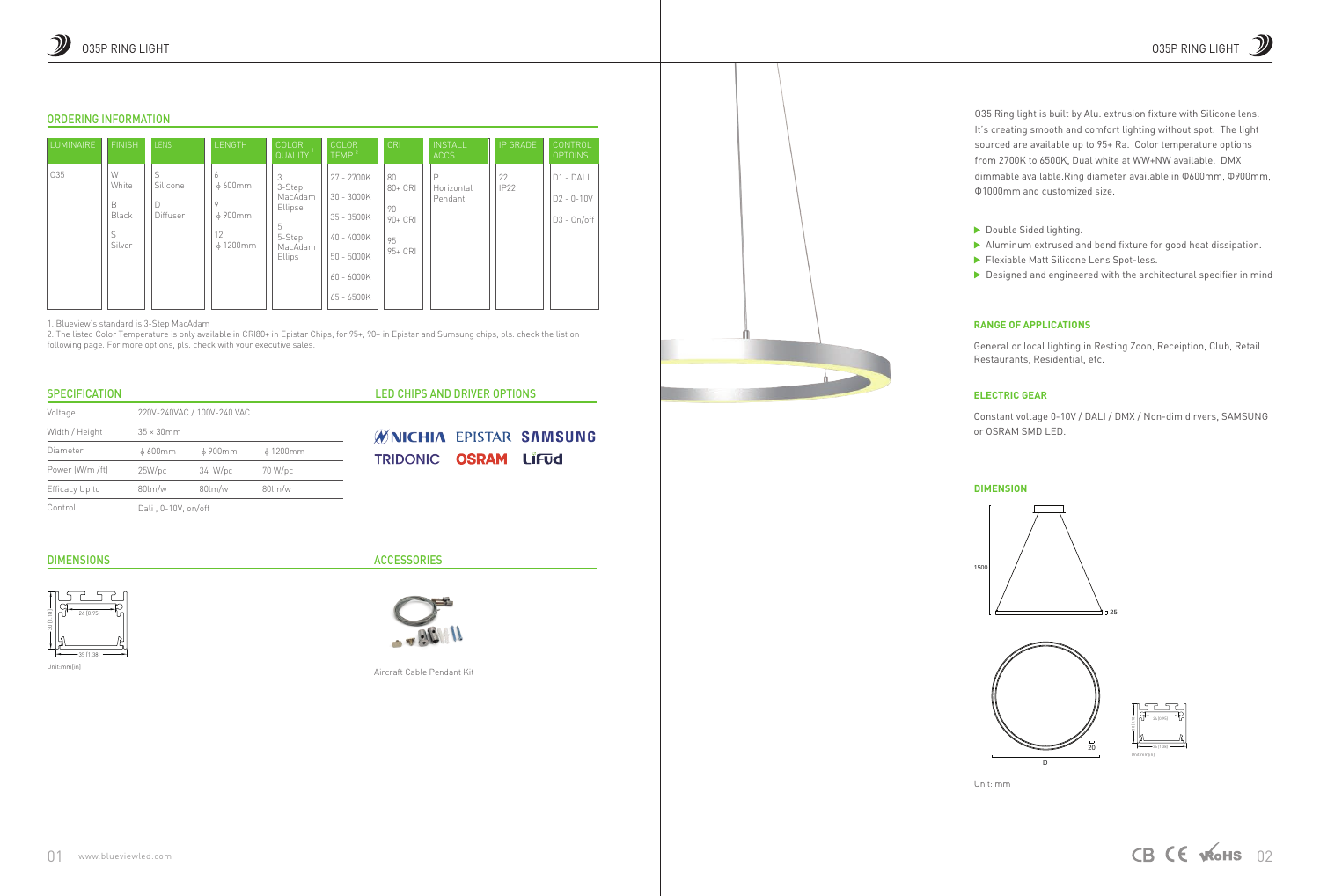# O35P RING LIGHT

## ORDERING INFORMATION

| LUMINAIRE | FINISH | LENS | LENGTH | COLOR QUALITY [1] | COLOR TEMP [2] | CRI | INSTALL ACCS. | IP GRADE | CONTROL OPTOINS |
|---|---|---|---|---|---|---|---|---|---|
| O35 | W White | S Silicone | 6 ϕ 600mm | 3 3-Step MacAdam Ellipse | 27 - 2700K | 80 80+ CRI | P Horizontal Pendant | 22 IP22 | D1 - DALI |
| | B Black | D Diffuser | 9 ϕ 900mm | 5 5-Step MacAdam Ellips | 30 - 3000K | 90 90+ CRI | | | D2 - 0-10V |
| | S Silver | | 12 ϕ 1200mm | | 35 - 3500K | 95 95+ CRI | | | D3 - On/off |
| | | | | | 40 - 4000K | | | | |
| | | | | | 50 - 5000K | | | | |
| | | | | | 60 - 6000K | | | | |
| | | | | | 65 - 6500K | | | | |

1. Blueview's standard is 3-Step MacAdam
2. The listed Color Temperature is only available in CRI80+ in Epistar Chips, for 95+, 90+ in Epistar and Sumsung chips, pls. check the list on following page. For more options, pls. check with your executive sales.

## SPECIFICATION

| Voltage | 220V-240VAC / 100V-240 VAC | | |
|---|---|---|---|
| Width / Height | 35 × 30mm | | |
| Diameter | ϕ 600mm | ϕ 900mm | ϕ 1200mm |
| Power (W/m /ft) | 25W/pc | 34 W/pc | 70 W/pc |
| Efficacy Up to | 80lm/w | 80lm/w | 80lm/w |
| Control | Dali , 0-10V, on/off | | |

## LED CHIPS AND DRIVER OPTIONS

NICHIA EPISTAR SAMSUNG
TRIDONIC OSRAM LIFUD

## DIMENSIONS

24 (0.95)
30 (1.18)
35 (1.38)

Unit:mm(in)

## ACCESSORIES

Aircraft Cable Pendant Kit

O35 Ring light is built by Alu. extrusion fixture with Silicone lens. It's creating smooth and comfort lighting without spot. The light sourced are available up to 95+ Ra. Color temperature options from 2700K to 6500K, Dual white at WW+NW available. DMX dimmable available.Ring diameter available in Φ600mm, Φ900mm, Φ1000mm and customized size.

- Double Sided lighting.
- Aluminum extrused and bend fixture for good heat dissipation.
- Flexiable Matt Silicone Lens Spot-less.
- Designed and engineered with the architectural specifier in mind

### RANGE OF APPLICATIONS

General or local lighting in Resting Zone, Receiption, Club, Retail Restaurants, Residential, etc.

### ELECTRIC GEAR

Constant voltage 0-10V / DALI / DMX / Non-dim dirvers, SAMSUNG or OSRAM SMD LED.

### DIMENSION

1500
25
20
D

Unit: mm

www.blueviewled.com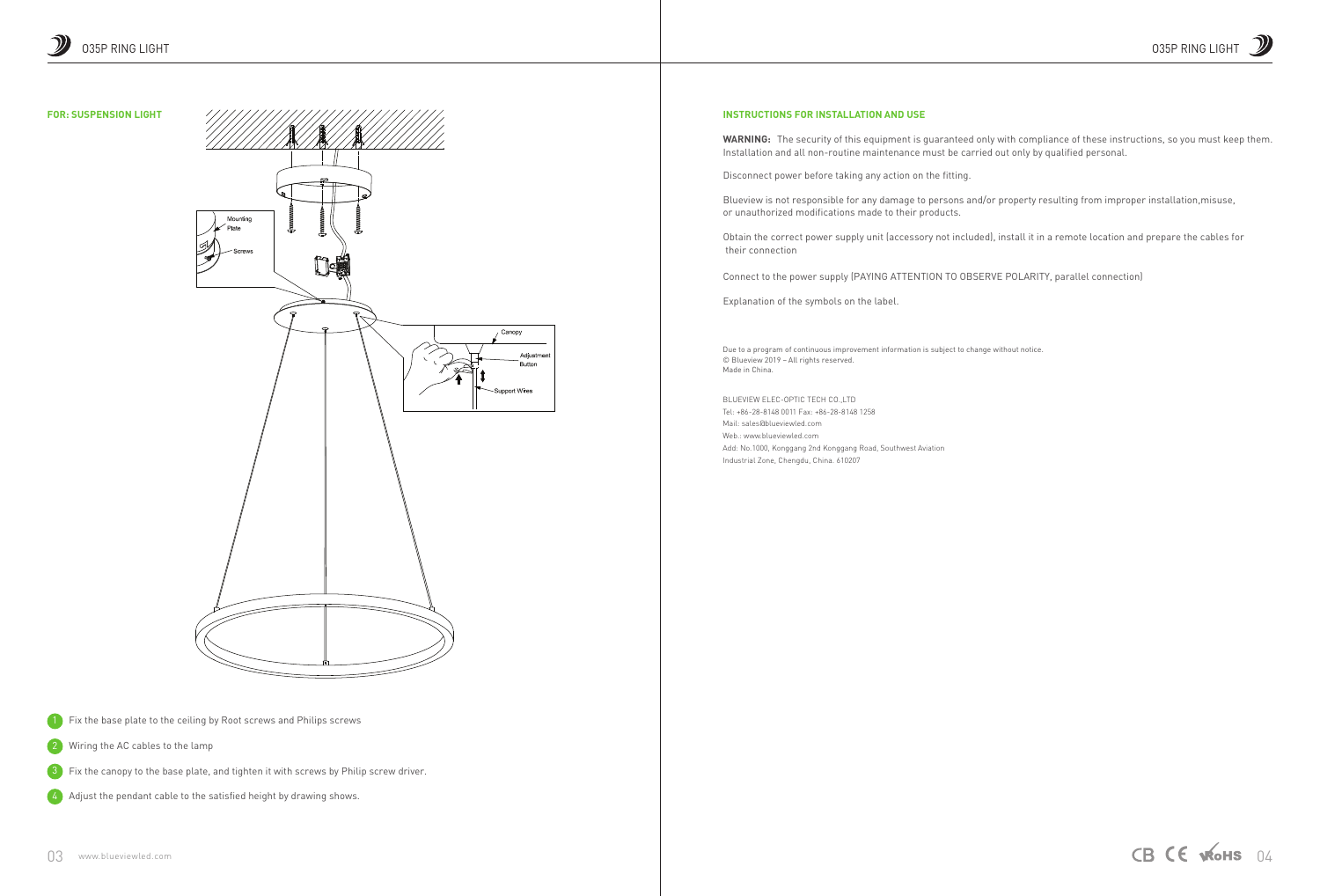## FOR: SUSPENSION LIGHT

Mounting Plate

Screws

Canopy

Adjustment Button

Support Wires

1. Fix the base plate to the ceiling by Root screws and Philips screws
2. Wiring the AC cables to the lamp
3. Fix the canopy to the base plate, and tighten it with screws by Philip screw driver.
4. Adjust the pendant cable to the satisfied height by drawing shows.

## INSTRUCTIONS FOR INSTALLATION AND USE

**WARNING:** The security of this equipment is guaranteed only with compliance of these instructions, so you must keep them. Installation and all non-routine maintenance must be carried out only by qualified personal.

Disconnect power before taking any action on the fitting.

Blueview is not responsible for any damage to persons and/or property resulting from improper installation,misuse, or unauthorized modifications made to their products.

Obtain the correct power supply unit (accessory not included), install it in a remote location and prepare the cables for their connection

Connect to the power supply (PAYING ATTENTION TO OBSERVE POLARITY, parallel connection)

Explanation of the symbols on the label.

Due to a program of continuous improvement information is subject to change without notice.
© Blueview 2019 – All rights reserved.
Made in China.

BLUEVIEW ELEC-OPTIC TECH CO.,LTD
Tel: +86-28-8148 0011 Fax: +86-28-8148 1258
Mail: sales@blueviewled.com
Web.: www.blueviewled.com
Add: No.1000, Konggang 2nd Konggang Road, Southwest Aviation Industrial Zone, Chengdu, China. 610207

CB CE RoHS